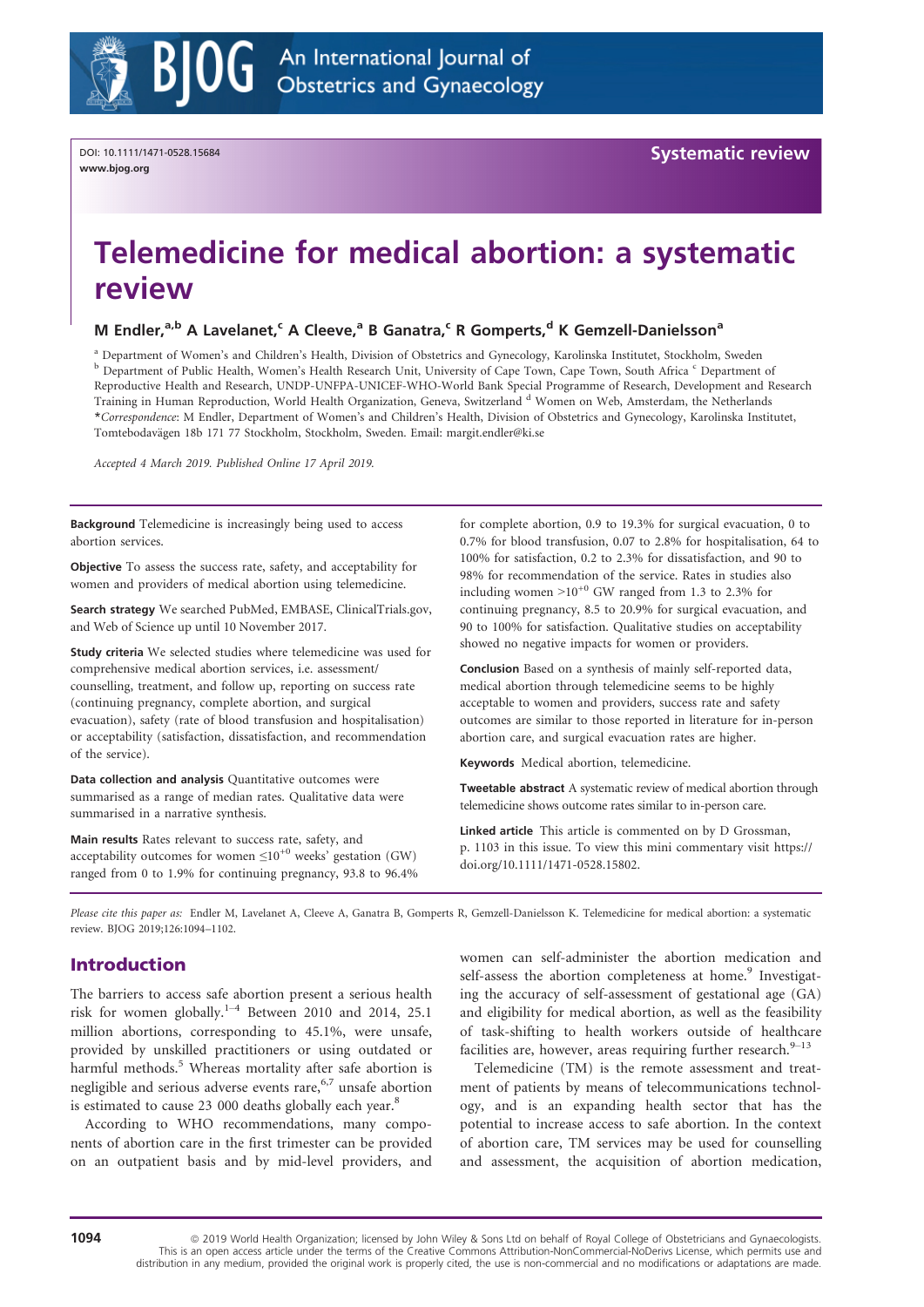DOI: 10.1111/1471-0528.15684
www.bjog.org

Systematic review

# Telemedicine for medical abortion: a systematic review

**M Endler,[a,b] A Lavelanet,[c] A Cleeve,[a] B Ganatra,[c] R Gomperts,[d] K Gemzell-Danielsson[a]**

[a] Department of Women's and Children's Health, Division of Obstetrics and Gynecology, Karolinska Institutet, Stockholm, Sweden [b] Department of Public Health, Women's Health Research Unit, University of Cape Town, Cape Town, South Africa [c] Department of Reproductive Health and Research, UNDP-UNFPA-UNICEF-WHO-World Bank Special Programme of Research, Development and Research Training in Human Reproduction, World Health Organization, Geneva, Switzerland [d] Women on Web, Amsterdam, the Netherlands
*Correspondence: M Endler, Department of Women's and Children's Health, Division of Obstetrics and Gynecology, Karolinska Institutet, Tomtebodavägen 18b 171 77 Stockholm, Stockholm, Sweden. Email: margit.endler@ki.se

*Accepted 4 March 2019. Published Online 17 April 2019.*

**Background** Telemedicine is increasingly being used to access abortion services.

**Objective** To assess the success rate, safety, and acceptability for women and providers of medical abortion using telemedicine.

**Search strategy** We searched PubMed, EMBASE, ClinicalTrials.gov, and Web of Science up until 10 November 2017.

**Study criteria** We selected studies where telemedicine was used for comprehensive medical abortion services, i.e. assessment/counselling, treatment, and follow up, reporting on success rate (continuing pregnancy, complete abortion, and surgical evacuation), safety (rate of blood transfusion and hospitalisation) or acceptability (satisfaction, dissatisfaction, and recommendation of the service).

**Data collection and analysis** Quantitative outcomes were summarised as a range of median rates. Qualitative data were summarised in a narrative synthesis.

**Main results** Rates relevant to success rate, safety, and acceptability outcomes for women $\leq 10^{+0}$ weeks' gestation (GW) ranged from 0 to 1.9% for continuing pregnancy, 93.8 to 96.4% for complete abortion, 0.9 to 19.3% for surgical evacuation, 0 to 0.7% for blood transfusion, 0.07 to 2.8% for hospitalisation, 64 to 100% for satisfaction, 0.2 to 2.3% for dissatisfaction, and 90 to 98% for recommendation of the service. Rates in studies also including women $>10^{+0}$ GW ranged from 1.3 to 2.3% for continuing pregnancy, 8.5 to 20.9% for surgical evacuation, and 90 to 100% for satisfaction. Qualitative studies on acceptability showed no negative impacts for women or providers.

**Conclusion** Based on a synthesis of mainly self-reported data, medical abortion through telemedicine seems to be highly acceptable to women and providers, success rate and safety outcomes are similar to those reported in literature for in-person abortion care, and surgical evacuation rates are higher.

**Keywords** Medical abortion, telemedicine.

**Tweetable abstract** A systematic review of medical abortion through telemedicine shows outcome rates similar to in-person care.

**Linked article** This article is commented on by D Grossman, p. 1103 in this issue. To view this mini commentary visit https://doi.org/10.1111/1471-0528.15802.

*Please cite this paper as:* Endler M, Lavelanet A, Cleeve A, Ganatra B, Gomperts R, Gemzell-Danielsson K. Telemedicine for medical abortion: a systematic review. BJOG 2019;126:1094–1102.

## Introduction

The barriers to access safe abortion present a serious health risk for women globally.[1–4] Between 2010 and 2014, 25.1 million abortions, corresponding to 45.1%, were unsafe, provided by unskilled practitioners or using outdated or harmful methods.[5] Whereas mortality after safe abortion is negligible and serious adverse events rare,[6,7] unsafe abortion is estimated to cause 23 000 deaths globally each year.[8]

According to WHO recommendations, many components of abortion care in the first trimester can be provided on an outpatient basis and by mid-level providers, and women can self-administer the abortion medication and self-assess the abortion completeness at home.[9] Investigating the accuracy of self-assessment of gestational age (GA) and eligibility for medical abortion, as well as the feasibility of task-shifting to health workers outside of healthcare facilities are, however, areas requiring further research.[9–13]

Telemedicine (TM) is the remote assessment and treatment of patients by means of telecommunications technology, and is an expanding health sector that has the potential to increase access to safe abortion. In the context of abortion care, TM services may be used for counselling and assessment, the acquisition of abortion medication,

© 2019 World Health Organization; licensed by John Wiley & Sons Ltd on behalf of Royal College of Obstetricians and Gynaecologists. This is an open access article under the terms of the Creative Commons Attribution-NonCommercial-NoDerivs License, which permits use and distribution in any medium, provided the original work is properly cited, the use is non-commercial and no modifications or adaptations are made.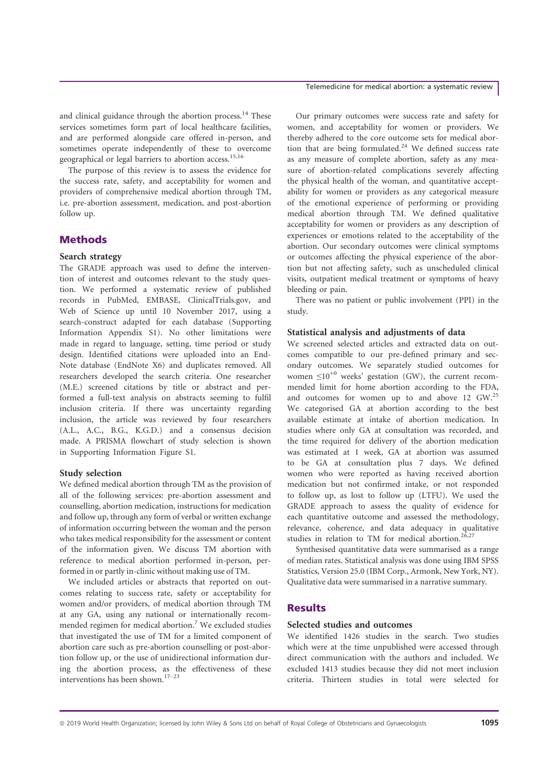and clinical guidance through the abortion process.[14] These services sometimes form part of local healthcare facilities, and are performed alongside care offered in-person, and sometimes operate independently of these to overcome geographical or legal barriers to abortion access.[15,16]

The purpose of this review is to assess the evidence for the success rate, safety, and acceptability for women and providers of comprehensive medical abortion through TM, i.e. pre-abortion assessment, medication, and post-abortion follow up.

## Methods

### Search strategy

The GRADE approach was used to define the intervention of interest and outcomes relevant to the study question. We performed a systematic review of published records in PubMed, EMBASE, ClinicalTrials.gov, and Web of Science up until 10 November 2017, using a search-construct adapted for each database (Supporting Information Appendix S1). No other limitations were made in regard to language, setting, time period or study design. Identified citations were uploaded into an EndNote database (EndNote X6) and duplicates removed. All researchers developed the search criteria. One researcher (M.E.) screened citations by title or abstract and performed a full-text analysis on abstracts seeming to fulfil inclusion criteria. If there was uncertainty regarding inclusion, the article was reviewed by four researchers (A.L., A.C., B.G., K.G.D.) and a consensus decision made. A PRISMA flowchart of study selection is shown in Supporting Information Figure S1.

### Study selection

We defined medical abortion through TM as the provision of all of the following services: pre-abortion assessment and counselling, abortion medication, instructions for medication and follow up, through any form of verbal or written exchange of information occurring between the woman and the person who takes medical responsibility for the assessment or content of the information given. We discuss TM abortion with reference to medical abortion performed in-person, performed in or partly in-clinic without making use of TM.

We included articles or abstracts that reported on outcomes relating to success rate, safety or acceptability for women and/or providers, of medical abortion through TM at any GA, using any national or internationally recommended regimen for medical abortion.[7] We excluded studies that investigated the use of TM for a limited component of abortion care such as pre-abortion counselling or post-abortion follow up, or the use of unidirectional information during the abortion process, as the effectiveness of these interventions has been shown.[17–23]

Our primary outcomes were success rate and safety for women, and acceptability for women or providers. We thereby adhered to the core outcome sets for medical abortion that are being formulated.[24] We defined success rate as any measure of complete abortion, safety as any measure of abortion-related complications severely affecting the physical health of the woman, and quantitative acceptability for women or providers as any categorical measure of the emotional experience of performing or providing medical abortion through TM. We defined qualitative acceptability for women or providers as any description of experiences or emotions related to the acceptability of the abortion. Our secondary outcomes were clinical symptoms or outcomes affecting the physical experience of the abortion but not affecting safety, such as unscheduled clinical visits, outpatient medical treatment or symptoms of heavy bleeding or pain.

There was no patient or public involvement (PPI) in the study.

### Statistical analysis and adjustments of data

We screened selected articles and extracted data on outcomes compatible to our pre-defined primary and secondary outcomes. We separately studied outcomes for women $\leq 10^{+0}$ weeks' gestation (GW), the current recommended limit for home abortion according to the FDA, and outcomes for women up to and above 12 GW.[25] We categorised GA at abortion according to the best available estimate at intake of abortion medication. In studies where only GA at consultation was recorded, and the time required for delivery of the abortion medication was estimated at 1 week, GA at abortion was assumed to be GA at consultation plus 7 days. We defined women who were reported as having received abortion medication but not confirmed intake, or not responded to follow up, as lost to follow up (LTFU). We used the GRADE approach to assess the quality of evidence for each quantitative outcome and assessed the methodology, relevance, coherence, and data adequacy in qualitative studies in relation to TM for medical abortion.[26,27]

Synthesised quantitative data were summarised as a range of median rates. Statistical analysis was done using IBM SPSS Statistics, Version 25.0 (IBM Corp., Armonk, New York, NY). Qualitative data were summarised in a narrative summary.

## Results

### Selected studies and outcomes

We identified 1426 studies in the search. Two studies which were at the time unpublished were accessed through direct communication with the authors and included. We excluded 1413 studies because they did not meet inclusion criteria. Thirteen studies in total were selected for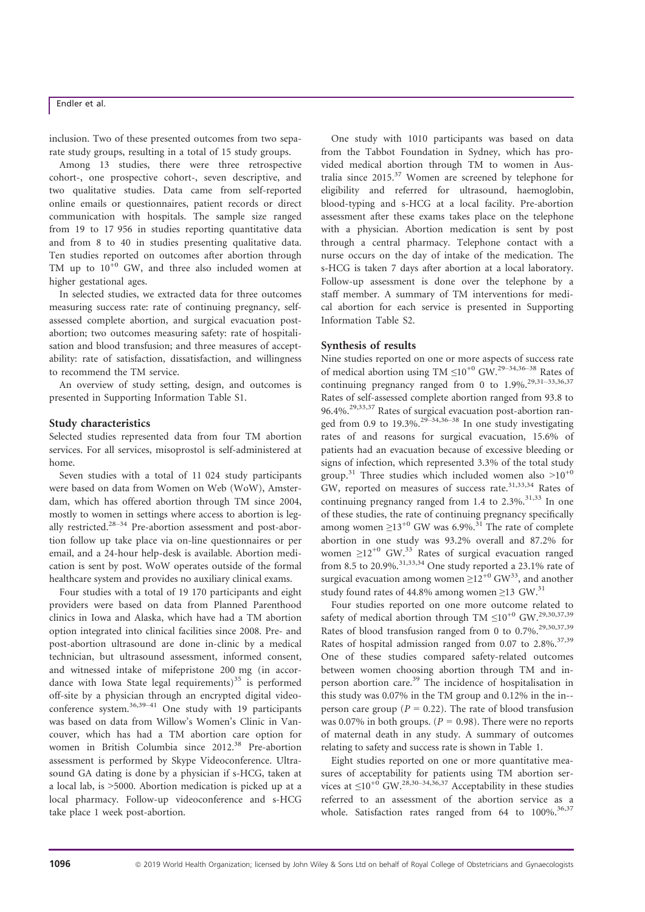inclusion. Two of these presented outcomes from two separate study groups, resulting in a total of 15 study groups.

Among 13 studies, there were three retrospective cohort-, one prospective cohort-, seven descriptive, and two qualitative studies. Data came from self-reported online emails or questionnaires, patient records or direct communication with hospitals. The sample size ranged from 19 to 17 956 in studies reporting quantitative data and from 8 to 40 in studies presenting qualitative data. Ten studies reported on outcomes after abortion through TM up to $10^{+0}$ GW, and three also included women at higher gestational ages.

In selected studies, we extracted data for three outcomes measuring success rate: rate of continuing pregnancy, self-assessed complete abortion, and surgical evacuation post-abortion; two outcomes measuring safety: rate of hospitalisation and blood transfusion; and three measures of acceptability: rate of satisfaction, dissatisfaction, and willingness to recommend the TM service.

An overview of study setting, design, and outcomes is presented in Supporting Information Table S1.

### Study characteristics

Selected studies represented data from four TM abortion services. For all services, misoprostol is self-administered at home.

Seven studies with a total of 11 024 study participants were based on data from Women on Web (WoW), Amsterdam, which has offered abortion through TM since 2004, mostly to women in settings where access to abortion is legally restricted.[28–34] Pre-abortion assessment and post-abortion follow up take place via on-line questionnaires or per email, and a 24-hour help-desk is available. Abortion medication is sent by post. WoW operates outside of the formal healthcare system and provides no auxiliary clinical exams.

Four studies with a total of 19 170 participants and eight providers were based on data from Planned Parenthood clinics in Iowa and Alaska, which have had a TM abortion option integrated into clinical facilities since 2008. Pre- and post-abortion ultrasound are done in-clinic by a medical technician, but ultrasound assessment, informed consent, and witnessed intake of mifepristone 200 mg (in accordance with Iowa State legal requirements)[35] is performed off-site by a physician through an encrypted digital videoconference system.[36,39–41] One study with 19 participants was based on data from Willow's Women's Clinic in Vancouver, which has had a TM abortion care option for women in British Columbia since 2012.[38] Pre-abortion assessment is performed by Skype Videoconference. Ultrasound GA dating is done by a physician if s-HCG, taken at a local lab, is >5000. Abortion medication is picked up at a local pharmacy. Follow-up videoconference and s-HCG take place 1 week post-abortion.

One study with 1010 participants was based on data from the Tabbot Foundation in Sydney, which has provided medical abortion through TM to women in Australia since 2015.[37] Women are screened by telephone for eligibility and referred for ultrasound, haemoglobin, blood-typing and s-HCG at a local facility. Pre-abortion assessment after these exams takes place on the telephone with a physician. Abortion medication is sent by post through a central pharmacy. Telephone contact with a nurse occurs on the day of intake of the medication. The s-HCG is taken 7 days after abortion at a local laboratory. Follow-up assessment is done over the telephone by a staff member. A summary of TM interventions for medical abortion for each service is presented in Supporting Information Table S2.

### Synthesis of results

Nine studies reported on one or more aspects of success rate of medical abortion using TM $\leq 10^{+0}$ GW.[29–34,36–38] Rates of continuing pregnancy ranged from 0 to 1.9%.[29,31–33,36,37] Rates of self-assessed complete abortion ranged from 93.8 to 96.4%.[29,33,37] Rates of surgical evacuation post-abortion ranged from 0.9 to 19.3%.[29–34,36–38] In one study investigating rates of and reasons for surgical evacuation, 15.6% of patients had an evacuation because of excessive bleeding or signs of infection, which represented 3.3% of the total study group.[31] Three studies which included women also $>10^{+0}$ GW, reported on measures of success rate.[31,33,34] Rates of continuing pregnancy ranged from 1.4 to 2.3%.[31,33] In one of these studies, the rate of continuing pregnancy specifically among women $\geq 13^{+0}$ GW was 6.9%.[31] The rate of complete abortion in one study was 93.2% overall and 87.2% for women $\geq 12^{+0}$ GW.[33] Rates of surgical evacuation ranged from 8.5 to 20.9%.[31,33,34] One study reported a 23.1% rate of surgical evacuation among women $\geq 12^{+0}$ GW[33], and another study found rates of 44.8% among women $\geq 13$ GW.[31]

Four studies reported on one more outcome related to safety of medical abortion through TM $\leq 10^{+0}$ GW.[29,30,37,39] Rates of blood transfusion ranged from 0 to 0.7%.[29,30,37,39] Rates of hospital admission ranged from 0.07 to 2.8%.[37,39] One of these studies compared safety-related outcomes between women choosing abortion through TM and in-person abortion care.[39] The incidence of hospitalisation in this study was 0.07% in the TM group and 0.12% in the in--person care group ($P = 0.22$). The rate of blood transfusion was 0.07% in both groups. ($P = 0.98$). There were no reports of maternal death in any study. A summary of outcomes relating to safety and success rate is shown in Table 1.

Eight studies reported on one or more quantitative measures of acceptability for patients using TM abortion services at $\leq 10^{+0}$ GW.[28,30–34,36,37] Acceptability in these studies referred to an assessment of the abortion service as a whole. Satisfaction rates ranged from 64 to 100%.[36,37]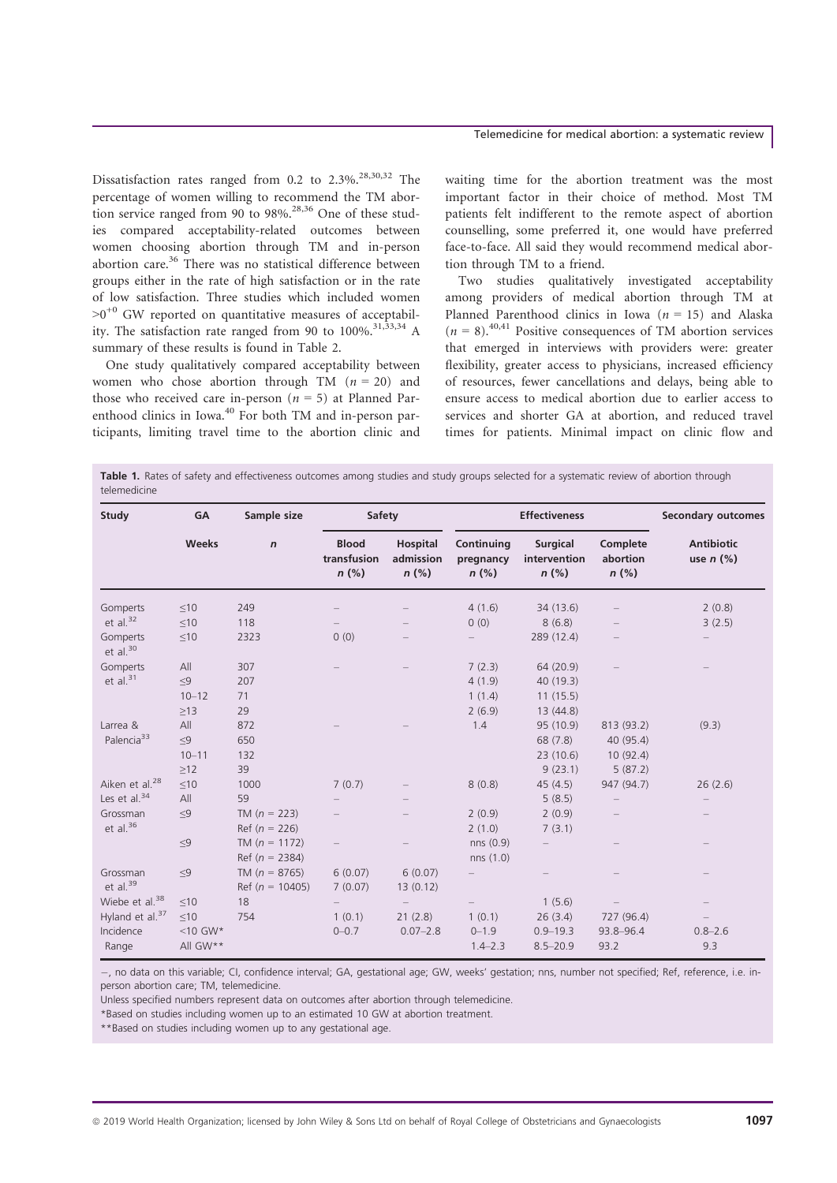Dissatisfaction rates ranged from 0.2 to 2.3%.[28,30,32] The percentage of women willing to recommend the TM abortion service ranged from 90 to 98%.[28,36] One of these studies compared acceptability-related outcomes between women choosing abortion through TM and in-person abortion care.[36] There was no statistical difference between groups either in the rate of high satisfaction or in the rate of low satisfaction. Three studies which included women $>0^{+0}$ GW reported on quantitative measures of acceptability. The satisfaction rate ranged from 90 to 100%.[31,33,34] A summary of these results is found in Table 2.

One study qualitatively compared acceptability between women who chose abortion through TM ($n = 20$) and those who received care in-person ($n = 5$) at Planned Parenthood clinics in Iowa.[40] For both TM and in-person participants, limiting travel time to the abortion clinic and waiting time for the abortion treatment was the most important factor in their choice of method. Most TM patients felt indifferent to the remote aspect of abortion counselling, some preferred it, one would have preferred face-to-face. All said they would recommend medical abortion through TM to a friend.

Two studies qualitatively investigated acceptability among providers of medical abortion through TM at Planned Parenthood clinics in Iowa ($n = 15$) and Alaska ($n = 8$).[40,41] Positive consequences of TM abortion services that emerged in interviews with providers were: greater flexibility, greater access to physicians, increased efficiency of resources, fewer cancellations and delays, being able to ensure access to medical abortion due to earlier access to services and shorter GA at abortion, and reduced travel times for patients. Minimal impact on clinic flow and

**Table 1.** Rates of safety and effectiveness outcomes among studies and study groups selected for a systematic review of abortion through telemedicine

| Study | GA | Sample size | Safety | | Effectiveness | | | Secondary outcomes |
|---|---|---|---|---|---|---|---|---|
| | Weeks | *n* | Blood transfusion *n* (%) | Hospital admission *n* (%) | Continuing pregnancy *n* (%) | Surgical intervention *n* (%) | Complete abortion *n* (%) | Antibiotic use *n* (%) |
| Gomperts et al.[32] | ≤10 | 249 | – | – | 4 (1.6) | 34 (13.6) | – | 2 (0.8) |
| | ≤10 | 118 | – | – | 0 (0) | 8 (6.8) | – | 3 (2.5) |
| Gomperts et al.[30] | ≤10 | 2323 | 0 (0) | – | – | 289 (12.4) | – | – |
| Gomperts et al.[31] | All | 307 | – | – | 7 (2.3) | 64 (20.9) | – | – |
| | ≤9 | 207 | | | 4 (1.9) | 40 (19.3) | | |
| | 10–12 | 71 | | | 1 (1.4) | 11 (15.5) | | |
| | ≥13 | 29 | | | 2 (6.9) | 13 (44.8) | | |
| Larrea & Palencia[33] | All | 872 | – | – | 1.4 | 95 (10.9) | 813 (93.2) | (9.3) |
| | ≤9 | 650 | | | | 68 (7.8) | 40 (95.4) | |
| | 10–11 | 132 | | | | 23 (10.6) | 10 (92.4) | |
| | ≥12 | 39 | | | | 9 (23.1) | 5 (87.2) | |
| Aiken et al.[28] | ≤10 | 1000 | 7 (0.7) | – | 8 (0.8) | 45 (4.5) | 947 (94.7) | 26 (2.6) |
| Les et al.[34] | All | 59 | – | – | | 5 (8.5) | – | – |
| Grossman et al.[36] | ≤9 | TM (*n* = 223) | – | – | 2 (0.9) | 2 (0.9) | – | – |
| | | Ref (*n* = 226) | | | 2 (1.0) | 7 (3.1) | | |
| | ≤9 | TM (*n* = 1172) | – | – | nns (0.9) | – | – | – |
| | | Ref (*n* = 2384) | | | nns (1.0) | | | |
| Grossman et al.[39] | ≤9 | TM (*n* = 8765) | 6 (0.07) | 6 (0.07) | – | – | – | – |
| | | Ref (*n* = 10405) | 7 (0.07) | 13 (0.12) | | | | |
| Wiebe et al.[38] | ≤10 | 18 | – | – | – | 1 (5.6) | – | – |
| Hyland et al.[37] | ≤10 | 754 | 1 (0.1) | 21 (2.8) | 1 (0.1) | 26 (3.4) | 727 (96.4) | – |
| Incidence | <10 GW* | | 0–0.7 | 0.07–2.8 | 0–1.9 | 0.9–19.3 | 93.8–96.4 | 0.8–2.6 |
| Range | All GW** | | | | 1.4–2.3 | 8.5–20.9 | 93.2 | 9.3 |

–, no data on this variable; CI, confidence interval; GA, gestational age; GW, weeks' gestation; nns, number not specified; Ref, reference, i.e. in-person abortion care; TM, telemedicine.

Unless specified numbers represent data on outcomes after abortion through telemedicine.

*Based on studies including women up to an estimated 10 GW at abortion treatment.

**Based on studies including women up to any gestational age.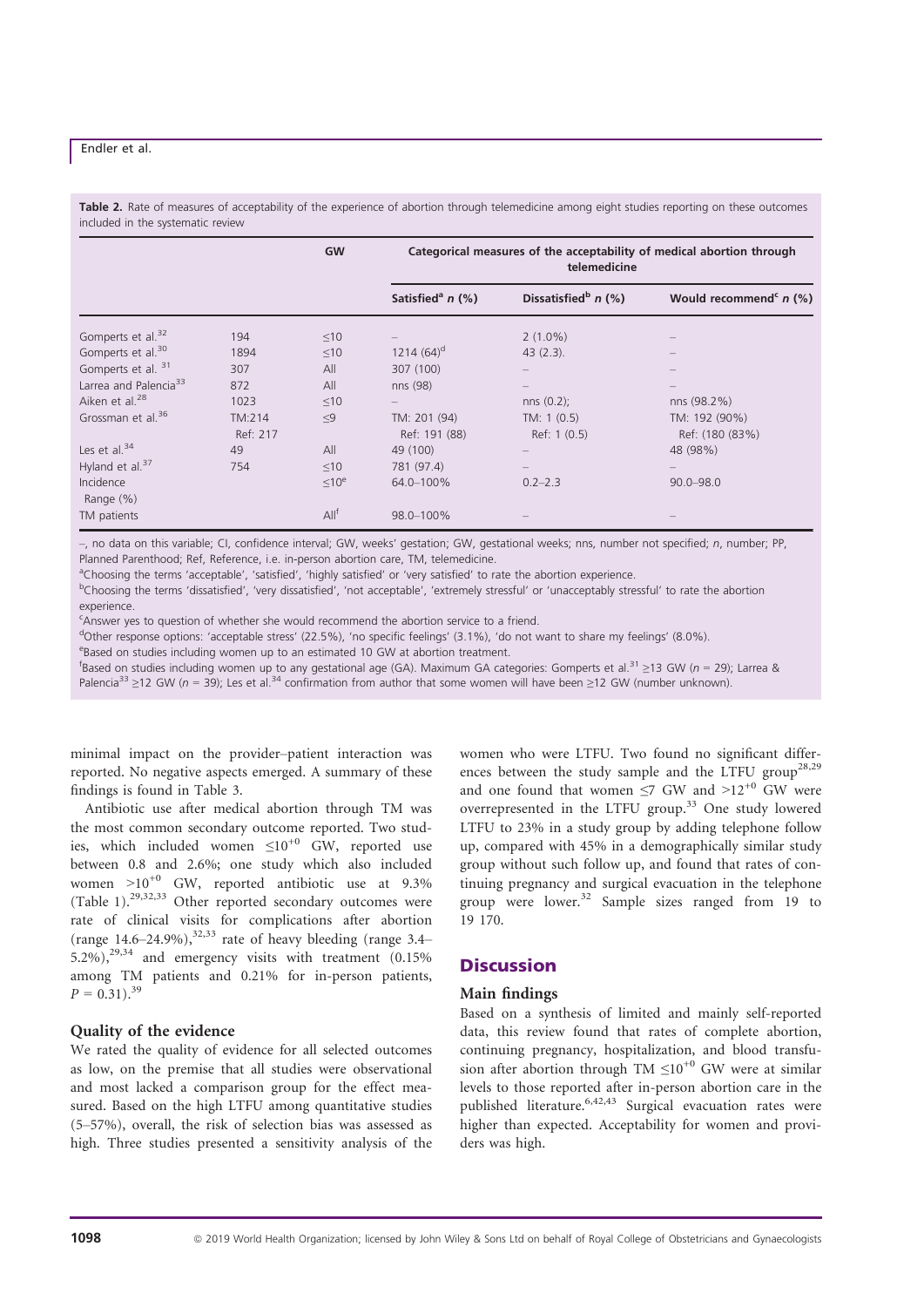**Table 2.** Rate of measures of acceptability of the experience of abortion through telemedicine among eight studies reporting on these outcomes included in the systematic review

| | | GW | Categorical measures of the acceptability of medical abortion through telemedicine | | |
|---|---|---|---|---|---|
| | | | Satisfied[a] n (%) | Dissatisfied[b] n (%) | Would recommend[c] n (%) |
| Gomperts et al.[32] | 194 | ≤10 | – | 2 (1.0%) | – |
| Gomperts et al.[30] | 1894 | ≤10 | 1214 (64)[d] | 43 (2.3). | – |
| Gomperts et al. [31] | 307 | All | 307 (100) | – | – |
| Larrea and Palencia[33] | 872 | All | nns (98) | – | – |
| Aiken et al.[28] | 1023 | ≤10 | – | nns (0.2); | nns (98.2%) |
| Grossman et al.[36] | TM:214<br>Ref: 217 | ≤9 | TM: 201 (94)<br>Ref: 191 (88) | TM: 1 (0.5)<br>Ref: 1 (0.5) | TM: 192 (90%)<br>Ref: (180 (83%) |
| Les et al.[34] | 49 | All | 49 (100) | – | 48 (98%) |
| Hyland et al.[37] | 754 | ≤10 | 781 (97.4) | – | – |
| Incidence Range (%) | | ≤10[e] | 64.0–100% | 0.2–2.3 | 90.0–98.0 |
| TM patients | | All[f] | 98.0–100% | – | – |

–, no data on this variable; CI, confidence interval; GW, weeks' gestation; GW, gestational weeks; nns, number not specified; n, number; PP, Planned Parenthood; Ref, Reference, i.e. in-person abortion care, TM, telemedicine.

[a]Choosing the terms 'acceptable', 'satisfied', 'highly satisfied' or 'very satisfied' to rate the abortion experience.

[b]Choosing the terms 'dissatisfied', 'very dissatisfied', 'not acceptable', 'extremely stressful' or 'unacceptably stressful' to rate the abortion experience.

[c]Answer yes to question of whether she would recommend the abortion service to a friend.

[d]Other response options: 'acceptable stress' (22.5%), 'no specific feelings' (3.1%), 'do not want to share my feelings' (8.0%).

[e]Based on studies including women up to an estimated 10 GW at abortion treatment.

[f]Based on studies including women up to any gestational age (GA). Maximum GA categories: Gomperts et al.[31] ≥13 GW (n = 29); Larrea & Palencia[33] ≥12 GW (n = 39); Les et al.[34] confirmation from author that some women will have been ≥12 GW (number unknown).

minimal impact on the provider–patient interaction was reported. No negative aspects emerged. A summary of these findings is found in Table 3.

Antibiotic use after medical abortion through TM was the most common secondary outcome reported. Two studies, which included women $\leq 10^{+0}$ GW, reported use between 0.8 and 2.6%; one study which also included women $>10^{+0}$ GW, reported antibiotic use at 9.3% (Table 1).[29,32,33] Other reported secondary outcomes were rate of clinical visits for complications after abortion (range 14.6–24.9%),[32,33] rate of heavy bleeding (range 3.4–5.2%),[29,34] and emergency visits with treatment (0.15% among TM patients and 0.21% for in-person patients, $P = 0.31$).[39]

### Quality of the evidence

We rated the quality of evidence for all selected outcomes as low, on the premise that all studies were observational and most lacked a comparison group for the effect measured. Based on the high LTFU among quantitative studies (5–57%), overall, the risk of selection bias was assessed as high. Three studies presented a sensitivity analysis of the women who were LTFU. Two found no significant differences between the study sample and the LTFU group[28,29] and one found that women ≤7 GW and $>12^{+0}$ GW were overrepresented in the LTFU group.[33] One study lowered LTFU to 23% in a study group by adding telephone follow up, compared with 45% in a demographically similar study group without such follow up, and found that rates of continuing pregnancy and surgical evacuation in the telephone group were lower.[32] Sample sizes ranged from 19 to 19 170.

## Discussion

### Main findings

Based on a synthesis of limited and mainly self-reported data, this review found that rates of complete abortion, continuing pregnancy, hospitalization, and blood transfusion after abortion through TM $\leq 10^{+0}$ GW were at similar levels to those reported after in-person abortion care in the published literature.[6,42,43] Surgical evacuation rates were higher than expected. Acceptability for women and providers was high.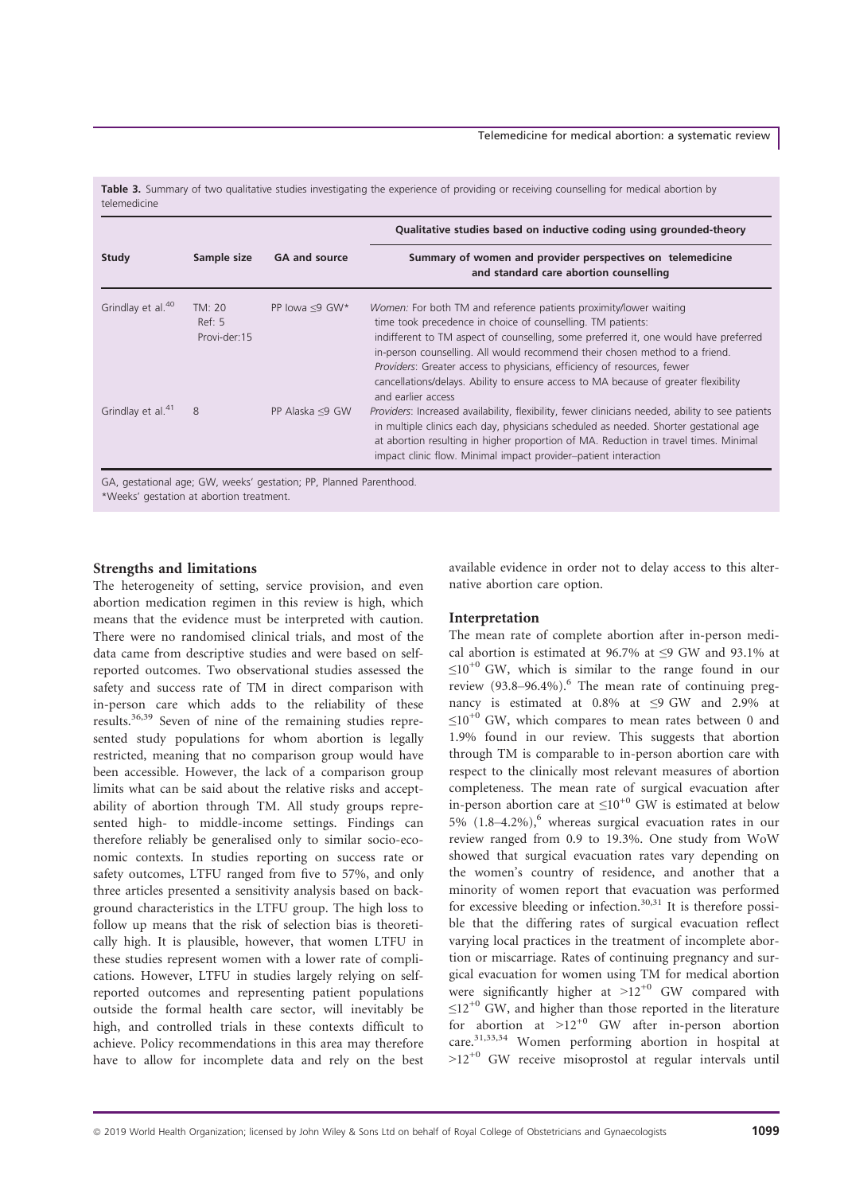**Table 3.** Summary of two qualitative studies investigating the experience of providing or receiving counselling for medical abortion by telemedicine

| Study | Sample size | GA and source | Qualitative studies based on inductive coding using grounded-theory |
|---|---|---|---|
| | | | Summary of women and provider perspectives on telemedicine and standard care abortion counselling |
| Grindlay et al.[40] | TM: 20<br>Ref: 5<br>Provi-der:15 | PP Iowa ≤9 GW* | *Women*: For both TM and reference patients proximity/lower waiting time took precedence in choice of counselling. TM patients: indifferent to TM aspect of counselling, some preferred it, one would have preferred in-person counselling. All would recommend their chosen method to a friend. *Providers*: Greater access to physicians, efficiency of resources, fewer cancellations/delays. Ability to ensure access to MA because of greater flexibility and earlier access |
| Grindlay et al.[41] | 8 | PP Alaska ≤9 GW | *Providers*: Increased availability, flexibility, fewer clinicians needed, ability to see patients in multiple clinics each day, physicians scheduled as needed. Shorter gestational age at abortion resulting in higher proportion of MA. Reduction in travel times. Minimal impact clinic flow. Minimal impact provider–patient interaction |

GA, gestational age; GW, weeks' gestation; PP, Planned Parenthood.
*Weeks' gestation at abortion treatment.

### Strengths and limitations

The heterogeneity of setting, service provision, and even abortion medication regimen in this review is high, which means that the evidence must be interpreted with caution. There were no randomised clinical trials, and most of the data came from descriptive studies and were based on self-reported outcomes. Two observational studies assessed the safety and success rate of TM in direct comparison with in-person care which adds to the reliability of these results.[36,39] Seven of nine of the remaining studies represented study populations for whom abortion is legally restricted, meaning that no comparison group would have been accessible. However, the lack of a comparison group limits what can be said about the relative risks and acceptability of abortion through TM. All study groups represented high- to middle-income settings. Findings can therefore reliably be generalised only to similar socio-economic contexts. In studies reporting on success rate or safety outcomes, LTFU ranged from five to 57%, and only three articles presented a sensitivity analysis based on background characteristics in the LTFU group. The high loss to follow up means that the risk of selection bias is theoretically high. It is plausible, however, that women LTFU in these studies represent women with a lower rate of complications. However, LTFU in studies largely relying on self-reported outcomes and representing patient populations outside the formal health care sector, will inevitably be high, and controlled trials in these contexts difficult to achieve. Policy recommendations in this area may therefore have to allow for incomplete data and rely on the best available evidence in order not to delay access to this alternative abortion care option.

### Interpretation

The mean rate of complete abortion after in-person medical abortion is estimated at 96.7% at ≤9 GW and 93.1% at $\leq 10^{+0}$ GW, which is similar to the range found in our review (93.8–96.4%).[6] The mean rate of continuing pregnancy is estimated at 0.8% at ≤9 GW and 2.9% at $\leq 10^{+0}$ GW, which compares to mean rates between 0 and 1.9% found in our review. This suggests that abortion through TM is comparable to in-person abortion care with respect to the clinically most relevant measures of abortion completeness. The mean rate of surgical evacuation after in-person abortion care at $\leq 10^{+0}$ GW is estimated at below 5% (1.8–4.2%),[6] whereas surgical evacuation rates in our review ranged from 0.9 to 19.3%. One study from WoW showed that surgical evacuation rates vary depending on the women's country of residence, and another that a minority of women report that evacuation was performed for excessive bleeding or infection.[30,31] It is therefore possible that the differing rates of surgical evacuation reflect varying local practices in the treatment of incomplete abortion or miscarriage. Rates of continuing pregnancy and surgical evacuation for women using TM for medical abortion were significantly higher at $>12^{+0}$ GW compared with $\leq 12^{+0}$ GW, and higher than those reported in the literature for abortion at $>12^{+0}$ GW after in-person abortion care.[31,33,34] Women performing abortion in hospital at $>12^{+0}$ GW receive misoprostol at regular intervals until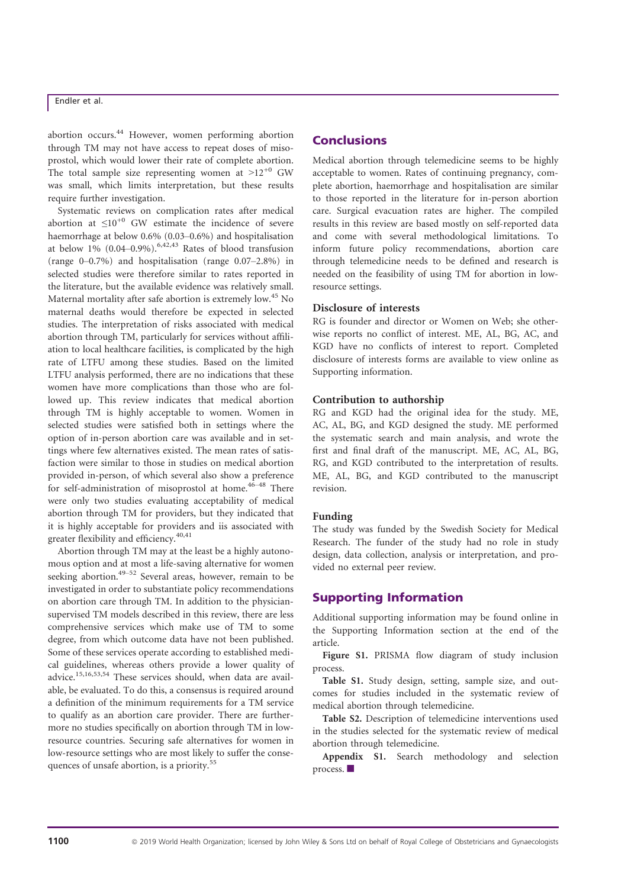abortion occurs.[44] However, women performing abortion through TM may not have access to repeat doses of misoprostol, which would lower their rate of complete abortion. The total sample size representing women at $>12^{+0}$ GW was small, which limits interpretation, but these results require further investigation.

Systematic reviews on complication rates after medical abortion at $\leq 10^{+0}$ GW estimate the incidence of severe haemorrhage at below 0.6% (0.03–0.6%) and hospitalisation at below 1% (0.04–0.9%).[6,42,43] Rates of blood transfusion (range 0–0.7%) and hospitalisation (range 0.07–2.8%) in selected studies were therefore similar to rates reported in the literature, but the available evidence was relatively small. Maternal mortality after safe abortion is extremely low.[45] No maternal deaths would therefore be expected in selected studies. The interpretation of risks associated with medical abortion through TM, particularly for services without affiliation to local healthcare facilities, is complicated by the high rate of LTFU among these studies. Based on the limited LTFU analysis performed, there are no indications that these women have more complications than those who are followed up. This review indicates that medical abortion through TM is highly acceptable to women. Women in selected studies were satisfied both in settings where the option of in-person abortion care was available and in settings where few alternatives existed. The mean rates of satisfaction were similar to those in studies on medical abortion provided in-person, of which several also show a preference for self-administration of misoprostol at home.[46–48] There were only two studies evaluating acceptability of medical abortion through TM for providers, but they indicated that it is highly acceptable for providers and iis associated with greater flexibility and efficiency.[40,41]

Abortion through TM may at the least be a highly autonomous option and at most a life-saving alternative for women seeking abortion.[49–52] Several areas, however, remain to be investigated in order to substantiate policy recommendations on abortion care through TM. In addition to the physician-supervised TM models described in this review, there are less comprehensive services which make use of TM to some degree, from which outcome data have not been published. Some of these services operate according to established medical guidelines, whereas others provide a lower quality of advice.[15,16,53,54] These services should, when data are available, be evaluated. To do this, a consensus is required around a definition of the minimum requirements for a TM service to qualify as an abortion care provider. There are furthermore no studies specifically on abortion through TM in low-resource countries. Securing safe alternatives for women in low-resource settings who are most likely to suffer the consequences of unsafe abortion, is a priority.[55]

## Conclusions

Medical abortion through telemedicine seems to be highly acceptable to women. Rates of continuing pregnancy, complete abortion, haemorrhage and hospitalisation are similar to those reported in the literature for in-person abortion care. Surgical evacuation rates are higher. The compiled results in this review are based mostly on self-reported data and come with several methodological limitations. To inform future policy recommendations, abortion care through telemedicine needs to be defined and research is needed on the feasibility of using TM for abortion in low-resource settings.

### Disclosure of interests

RG is founder and director or Women on Web; she otherwise reports no conflict of interest. ME, AL, BG, AC, and KGD have no conflicts of interest to report. Completed disclosure of interests forms are available to view online as Supporting information.

### Contribution to authorship

RG and KGD had the original idea for the study. ME, AC, AL, BG, and KGD designed the study. ME performed the systematic search and main analysis, and wrote the first and final draft of the manuscript. ME, AC, AL, BG, RG, and KGD contributed to the interpretation of results. ME, AL, BG, and KGD contributed to the manuscript revision.

### Funding

The study was funded by the Swedish Society for Medical Research. The funder of the study had no role in study design, data collection, analysis or interpretation, and provided no external peer review.

## Supporting Information

Additional supporting information may be found online in the Supporting Information section at the end of the article.

**Figure S1.** PRISMA flow diagram of study inclusion process.

**Table S1.** Study design, setting, sample size, and outcomes for studies included in the systematic review of medical abortion through telemedicine.

**Table S2.** Description of telemedicine interventions used in the studies selected for the systematic review of medical abortion through telemedicine.

**Appendix S1.** Search methodology and selection process. ■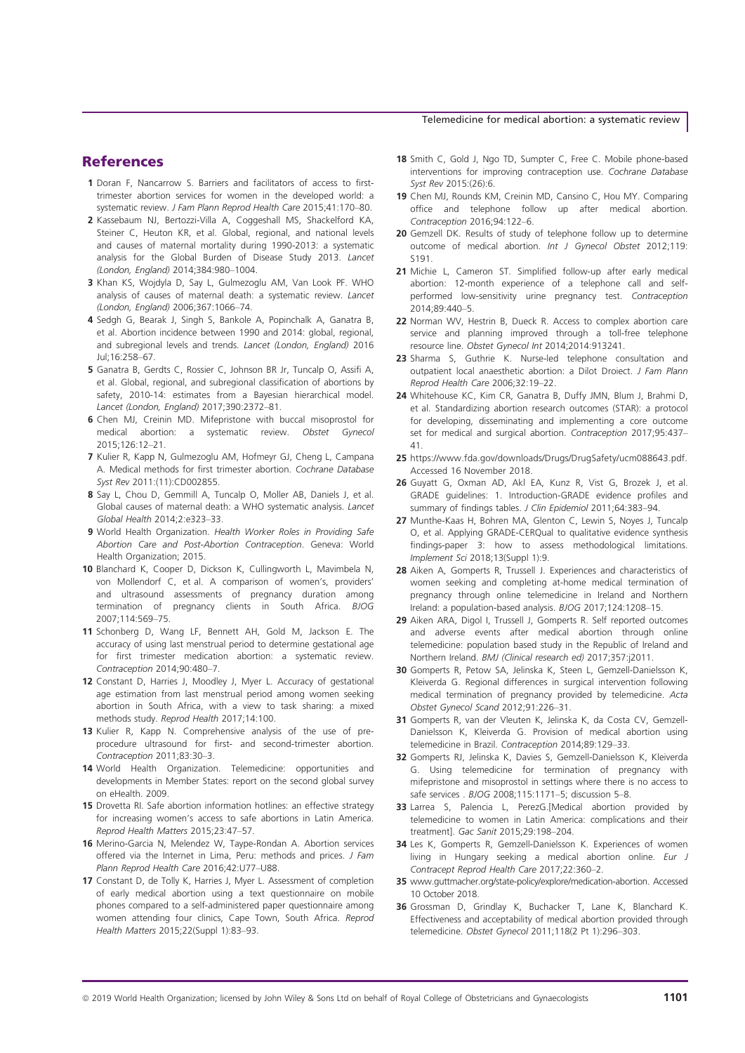## References

1 Doran F, Nancarrow S. Barriers and facilitators of access to first-trimester abortion services for women in the developed world: a systematic review. *J Fam Plann Reprod Health Care* 2015;41:170–80.

2 Kassebaum NJ, Bertozzi-Villa A, Coggeshall MS, Shackelford KA, Steiner C, Heuton KR, et al. Global, regional, and national levels and causes of maternal mortality during 1990-2013: a systematic analysis for the Global Burden of Disease Study 2013. *Lancet (London, England)* 2014;384:980–1004.

3 Khan KS, Wojdyla D, Say L, Gulmezoglu AM, Van Look PF. WHO analysis of causes of maternal death: a systematic review. *Lancet (London, England)* 2006;367:1066–74.

4 Sedgh G, Bearak J, Singh S, Bankole A, Popinchalk A, Ganatra B, et al. Abortion incidence between 1990 and 2014: global, regional, and subregional levels and trends. *Lancet (London, England)* 2016 Jul;16:258–67.

5 Ganatra B, Gerdts C, Rossier C, Johnson BR Jr, Tuncalp O, Assifi A, et al. Global, regional, and subregional classification of abortions by safety, 2010-14: estimates from a Bayesian hierarchical model. *Lancet (London, England)* 2017;390:2372–81.

6 Chen MJ, Creinin MD. Mifepristone with buccal misoprostol for medical abortion: a systematic review. *Obstet Gynecol* 2015;126:12–21.

7 Kulier R, Kapp N, Gulmezoglu AM, Hofmeyr GJ, Cheng L, Campana A. Medical methods for first trimester abortion. *Cochrane Database Syst Rev* 2011:(11):CD002855.

8 Say L, Chou D, Gemmill A, Tuncalp O, Moller AB, Daniels J, et al. Global causes of maternal death: a WHO systematic analysis. *Lancet Global Health* 2014;2:e323–33.

9 World Health Organization. *Health Worker Roles in Providing Safe Abortion Care and Post-Abortion Contraception*. Geneva: World Health Organization; 2015.

10 Blanchard K, Cooper D, Dickson K, Cullingworth L, Mavimbela N, von Mollendorf C, et al. A comparison of women's, providers' and ultrasound assessments of pregnancy duration among termination of pregnancy clients in South Africa. *BJOG* 2007;114:569–75.

11 Schonberg D, Wang LF, Bennett AH, Gold M, Jackson E. The accuracy of using last menstrual period to determine gestational age for first trimester medication abortion: a systematic review. *Contraception* 2014;90:480–7.

12 Constant D, Harries J, Moodley J, Myer L. Accuracy of gestational age estimation from last menstrual period among women seeking abortion in South Africa, with a view to task sharing: a mixed methods study. *Reprod Health* 2017;14:100.

13 Kulier R, Kapp N. Comprehensive analysis of the use of pre-procedure ultrasound for first- and second-trimester abortion. *Contraception* 2011;83:30–3.

14 World Health Organization. Telemedicine: opportunities and developments in Member States: report on the second global survey on eHealth. 2009.

15 Drovetta RI. Safe abortion information hotlines: an effective strategy for increasing women's access to safe abortions in Latin America. *Reprod Health Matters* 2015;23:47–57.

16 Merino-Garcia N, Melendez W, Taype-Rondan A. Abortion services offered via the Internet in Lima, Peru: methods and prices. *J Fam Plann Reprod Health Care* 2016;42:U77–U88.

17 Constant D, de Tolly K, Harries J, Myer L. Assessment of completion of early medical abortion using a text questionnaire on mobile phones compared to a self-administered paper questionnaire among women attending four clinics, Cape Town, South Africa. *Reprod Health Matters* 2015;22(Suppl 1):83–93.

18 Smith C, Gold J, Ngo TD, Sumpter C, Free C. Mobile phone-based interventions for improving contraception use. *Cochrane Database Syst Rev* 2015:(26):6.

19 Chen MJ, Rounds KM, Creinin MD, Cansino C, Hou MY. Comparing office and telephone follow up after medical abortion. *Contraception* 2016;94:122–6.

20 Gemzell DK. Results of study of telephone follow up to determine outcome of medical abortion. *Int J Gynecol Obstet* 2012;119: S191.

21 Michie L, Cameron ST. Simplified follow-up after early medical abortion: 12-month experience of a telephone call and self-performed low-sensitivity urine pregnancy test. *Contraception* 2014;89:440–5.

22 Norman WV, Hestrin B, Dueck R. Access to complex abortion care service and planning improved through a toll-free telephone resource line. *Obstet Gynecol Int* 2014;2014:913241.

23 Sharma S, Guthrie K. Nurse-led telephone consultation and outpatient local anaesthetic abortion: a Dilot Droiect. *J Fam Plann Reprod Health Care* 2006;32:19–22.

24 Whitehouse KC, Kim CR, Ganatra B, Duffy JMN, Blum J, Brahmi D, et al. Standardizing abortion research outcomes (STAR): a protocol for developing, disseminating and implementing a core outcome set for medical and surgical abortion. *Contraception* 2017;95:437–41.

25 https://www.fda.gov/downloads/Drugs/DrugSafety/ucm088643.pdf. Accessed 16 November 2018.

26 Guyatt G, Oxman AD, Akl EA, Kunz R, Vist G, Brozek J, et al. GRADE guidelines: 1. Introduction-GRADE evidence profiles and summary of findings tables. *J Clin Epidemiol* 2011;64:383–94.

27 Munthe-Kaas H, Bohren MA, Glenton C, Lewin S, Noyes J, Tuncalp O, et al. Applying GRADE-CERQual to qualitative evidence synthesis findings-paper 3: how to assess methodological limitations. *Implement Sci* 2018;13(Suppl 1):9.

28 Aiken A, Gomperts R, Trussell J. Experiences and characteristics of women seeking and completing at-home medical termination of pregnancy through online telemedicine in Ireland and Northern Ireland: a population-based analysis. *BJOG* 2017;124:1208–15.

29 Aiken ARA, Digol I, Trussell J, Gomperts R. Self reported outcomes and adverse events after medical abortion through online telemedicine: population based study in the Republic of Ireland and Northern Ireland. *BMJ (Clinical research ed)* 2017;357:j2011.

30 Gomperts R, Petow SA, Jelinska K, Steen L, Gemzell-Danielsson K, Kleiverda G. Regional differences in surgical intervention following medical termination of pregnancy provided by telemedicine. *Acta Obstet Gynecol Scand* 2012;91:226–31.

31 Gomperts R, van der Vleuten K, Jelinska K, da Costa CV, Gemzell-Danielsson K, Kleiverda G. Provision of medical abortion using telemedicine in Brazil. *Contraception* 2014;89:129–33.

32 Gomperts RJ, Jelinska K, Davies S, Gemzell-Danielsson K, Kleiverda G. Using telemedicine for termination of pregnancy with mifepristone and misoprostol in settings where there is no access to safe services . *BJOG* 2008;115:1171–5; discussion 5–8.

33 Larrea S, Palencia L, PerezG.[Medical abortion provided by telemedicine to women in Latin America: complications and their treatment]. *Gac Sanit* 2015;29:198–204.

34 Les K, Gomperts R, Gemzell-Danielsson K. Experiences of women living in Hungary seeking a medical abortion online. *Eur J Contracept Reprod Health Care* 2017;22:360–2.

35 www.guttmacher.org/state-policy/explore/medication-abortion. Accessed 10 October 2018.

36 Grossman D, Grindlay K, Buchacker T, Lane K, Blanchard K. Effectiveness and acceptability of medical abortion provided through telemedicine. *Obstet Gynecol* 2011;118(2 Pt 1):296–303.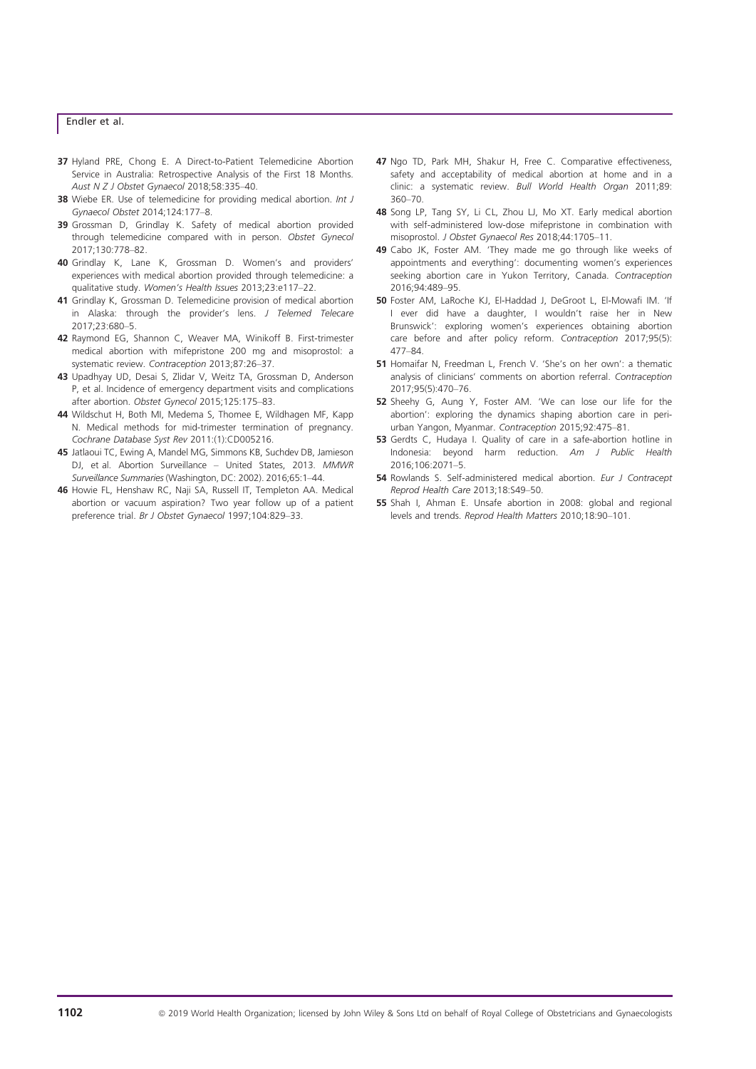37 Hyland PRE, Chong E. A Direct-to-Patient Telemedicine Abortion Service in Australia: Retrospective Analysis of the First 18 Months. *Aust N Z J Obstet Gynaecol* 2018;58:335–40.

38 Wiebe ER. Use of telemedicine for providing medical abortion. *Int J Gynaecol Obstet* 2014;124:177–8.

39 Grossman D, Grindlay K. Safety of medical abortion provided through telemedicine compared with in person. *Obstet Gynecol* 2017;130:778–82.

40 Grindlay K, Lane K, Grossman D. Women's and providers' experiences with medical abortion provided through telemedicine: a qualitative study. *Women's Health Issues* 2013;23:e117–22.

41 Grindlay K, Grossman D. Telemedicine provision of medical abortion in Alaska: through the provider's lens. *J Telemed Telecare* 2017;23:680–5.

42 Raymond EG, Shannon C, Weaver MA, Winikoff B. First-trimester medical abortion with mifepristone 200 mg and misoprostol: a systematic review. *Contraception* 2013;87:26–37.

43 Upadhyay UD, Desai S, Zlidar V, Weitz TA, Grossman D, Anderson P, et al. Incidence of emergency department visits and complications after abortion. *Obstet Gynecol* 2015;125:175–83.

44 Wildschut H, Both MI, Medema S, Thomee E, Wildhagen MF, Kapp N. Medical methods for mid-trimester termination of pregnancy. *Cochrane Database Syst Rev* 2011:(1):CD005216.

45 Jatlaoui TC, Ewing A, Mandel MG, Simmons KB, Suchdev DB, Jamieson DJ, et al. Abortion Surveillance – United States, 2013. *MMWR Surveillance Summaries* (Washington, DC: 2002). 2016;65:1–44.

46 Howie FL, Henshaw RC, Naji SA, Russell IT, Templeton AA. Medical abortion or vacuum aspiration? Two year follow up of a patient preference trial. *Br J Obstet Gynaecol* 1997;104:829–33.

47 Ngo TD, Park MH, Shakur H, Free C. Comparative effectiveness, safety and acceptability of medical abortion at home and in a clinic: a systematic review. *Bull World Health Organ* 2011;89: 360–70.

48 Song LP, Tang SY, Li CL, Zhou LJ, Mo XT. Early medical abortion with self-administered low-dose mifepristone in combination with misoprostol. *J Obstet Gynaecol Res* 2018;44:1705–11.

49 Cabo JK, Foster AM. 'They made me go through like weeks of appointments and everything': documenting women's experiences seeking abortion care in Yukon Territory, Canada. *Contraception* 2016;94:489–95.

50 Foster AM, LaRoche KJ, El-Haddad J, DeGroot L, El-Mowafi IM. 'If I ever did have a daughter, I wouldn't raise her in New Brunswick': exploring women's experiences obtaining abortion care before and after policy reform. *Contraception* 2017;95(5): 477–84.

51 Homaifar N, Freedman L, French V. 'She's on her own': a thematic analysis of clinicians' comments on abortion referral. *Contraception* 2017;95(5):470–76.

52 Sheehy G, Aung Y, Foster AM. 'We can lose our life for the abortion': exploring the dynamics shaping abortion care in peri-urban Yangon, Myanmar. *Contraception* 2015;92:475–81.

53 Gerdts C, Hudaya I. Quality of care in a safe-abortion hotline in Indonesia: beyond harm reduction. *Am J Public Health* 2016;106:2071–5.

54 Rowlands S. Self-administered medical abortion. *Eur J Contracept Reprod Health Care* 2013;18:S49–50.

55 Shah I, Ahman E. Unsafe abortion in 2008: global and regional levels and trends. *Reprod Health Matters* 2010;18:90–101.